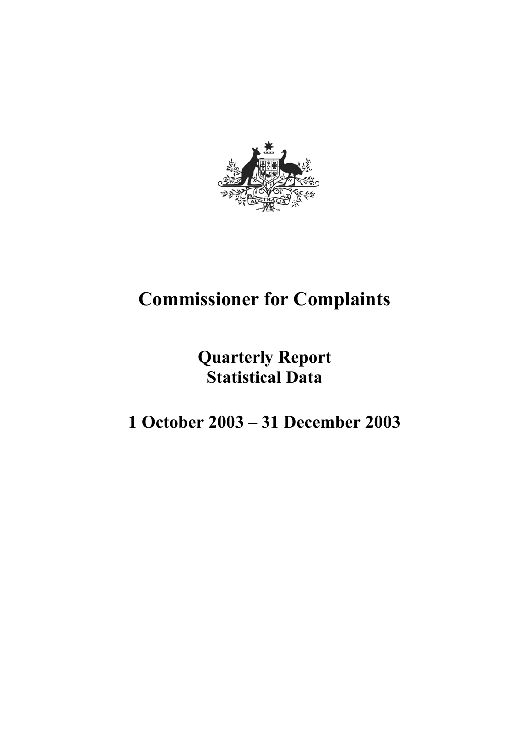# Commissioner for Complaints

## Quarterly Report
## Statistical Data

## 1 October 2003 – 31 December 2003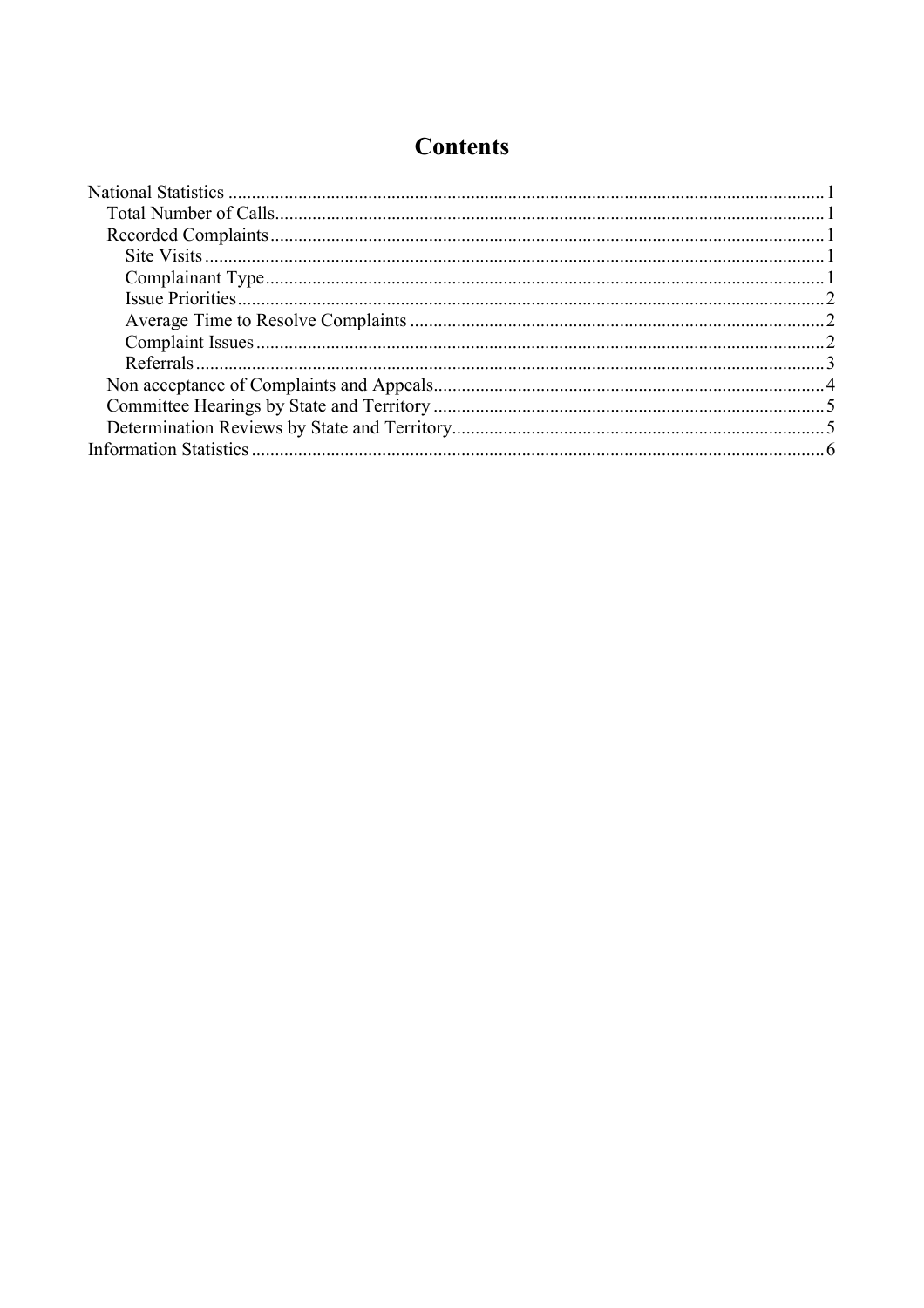# Contents

- National Statistics ... 1
  - Total Number of Calls ... 1
  - Recorded Complaints ... 1
    - Site Visits ... 1
    - Complainant Type ... 1
    - Issue Priorities ... 2
    - Average Time to Resolve Complaints ... 2
    - Complaint Issues ... 2
    - Referrals ... 3
  - Non acceptance of Complaints and Appeals ... 4
  - Committee Hearings by State and Territory ... 5
  - Determination Reviews by State and Territory ... 5
- Information Statistics ... 6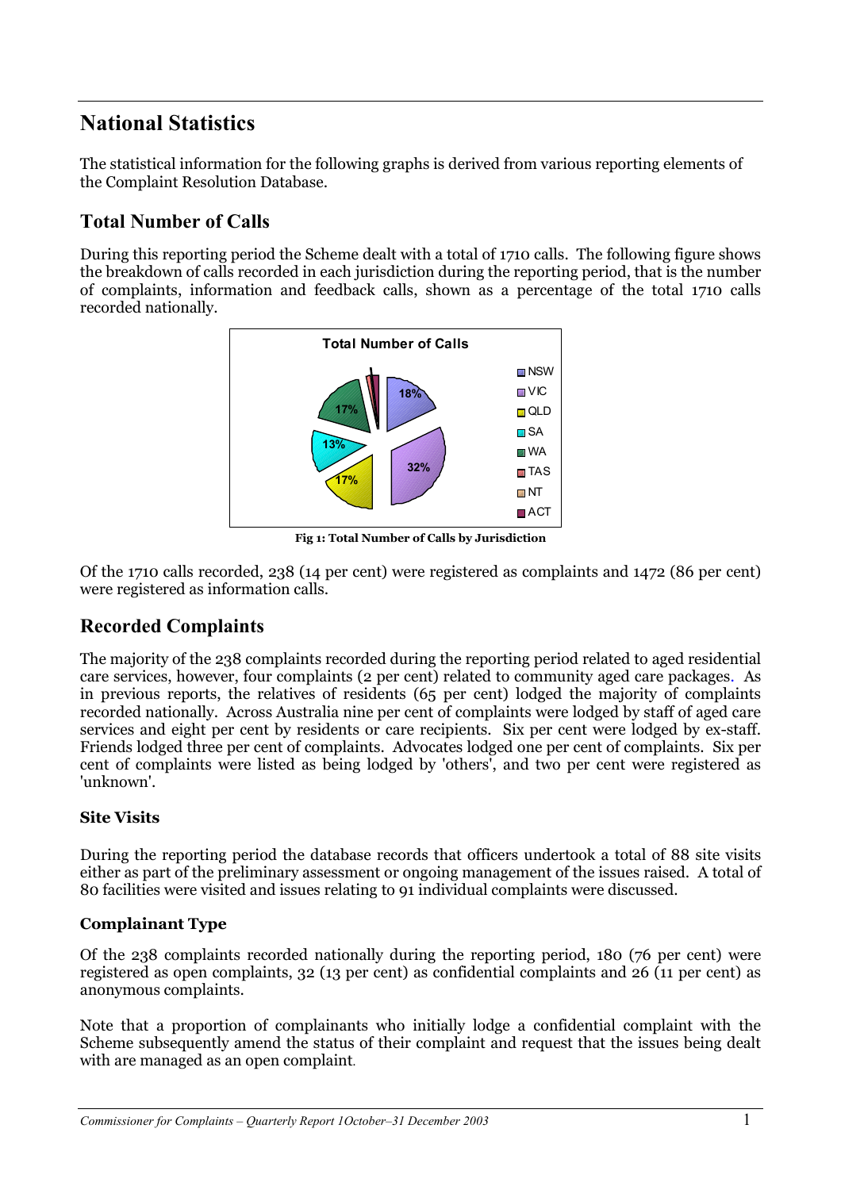# National Statistics

The statistical information for the following graphs is derived from various reporting elements of the Complaint Resolution Database.

## Total Number of Calls

During this reporting period the Scheme dealt with a total of 1710 calls. The following figure shows the breakdown of calls recorded in each jurisdiction during the reporting period, that is the number of complaints, information and feedback calls, shown as a percentage of the total 1710 calls recorded nationally.

**Fig 1: Total Number of Calls by Jurisdiction**

Of the 1710 calls recorded, 238 (14 per cent) were registered as complaints and 1472 (86 per cent) were registered as information calls.

## Recorded Complaints

The majority of the 238 complaints recorded during the reporting period related to aged residential care services, however, four complaints (2 per cent) related to community aged care packages. As in previous reports, the relatives of residents (65 per cent) lodged the majority of complaints recorded nationally. Across Australia nine per cent of complaints were lodged by staff of aged care services and eight per cent by residents or care recipients. Six per cent were lodged by ex-staff. Friends lodged three per cent of complaints. Advocates lodged one per cent of complaints. Six per cent of complaints were listed as being lodged by 'others', and two per cent were registered as 'unknown'.

### Site Visits

During the reporting period the database records that officers undertook a total of 88 site visits either as part of the preliminary assessment or ongoing management of the issues raised. A total of 80 facilities were visited and issues relating to 91 individual complaints were discussed.

### Complainant Type

Of the 238 complaints recorded nationally during the reporting period, 180 (76 per cent) were registered as open complaints, 32 (13 per cent) as confidential complaints and 26 (11 per cent) as anonymous complaints.

Note that a proportion of complainants who initially lodge a confidential complaint with the Scheme subsequently amend the status of their complaint and request that the issues being dealt with are managed as an open complaint.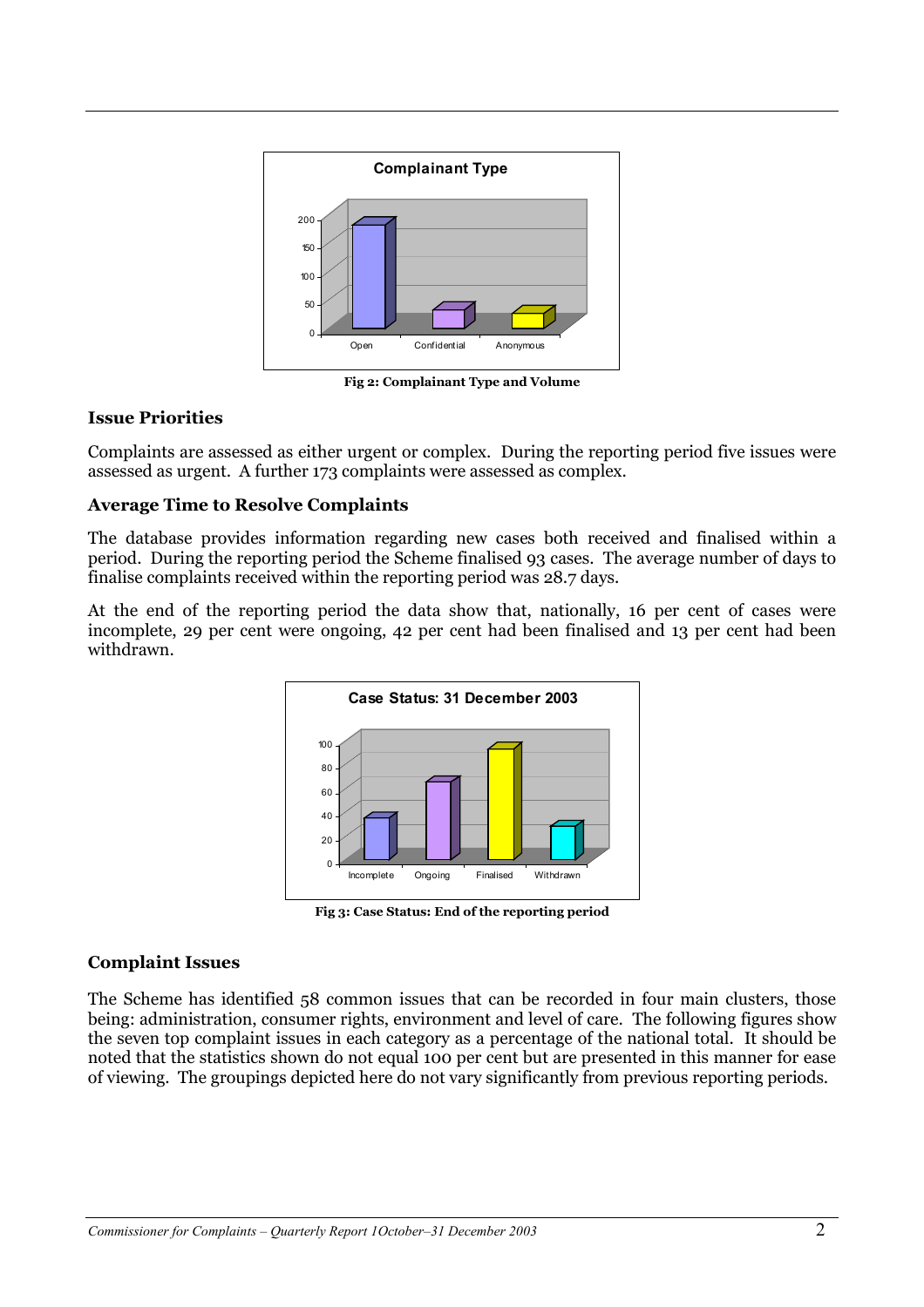**Fig 2: Complainant Type and Volume**

### Issue Priorities

Complaints are assessed as either urgent or complex. During the reporting period five issues were assessed as urgent. A further 173 complaints were assessed as complex.

### Average Time to Resolve Complaints

The database provides information regarding new cases both received and finalised within a period. During the reporting period the Scheme finalised 93 cases. The average number of days to finalise complaints received within the reporting period was 28.7 days.

At the end of the reporting period the data show that, nationally, 16 per cent of cases were incomplete, 29 per cent were ongoing, 42 per cent had been finalised and 13 per cent had been withdrawn.

**Fig 3: Case Status: End of the reporting period**

### Complaint Issues

The Scheme has identified 58 common issues that can be recorded in four main clusters, those being: administration, consumer rights, environment and level of care. The following figures show the seven top complaint issues in each category as a percentage of the national total. It should be noted that the statistics shown do not equal 100 per cent but are presented in this manner for ease of viewing. The groupings depicted here do not vary significantly from previous reporting periods.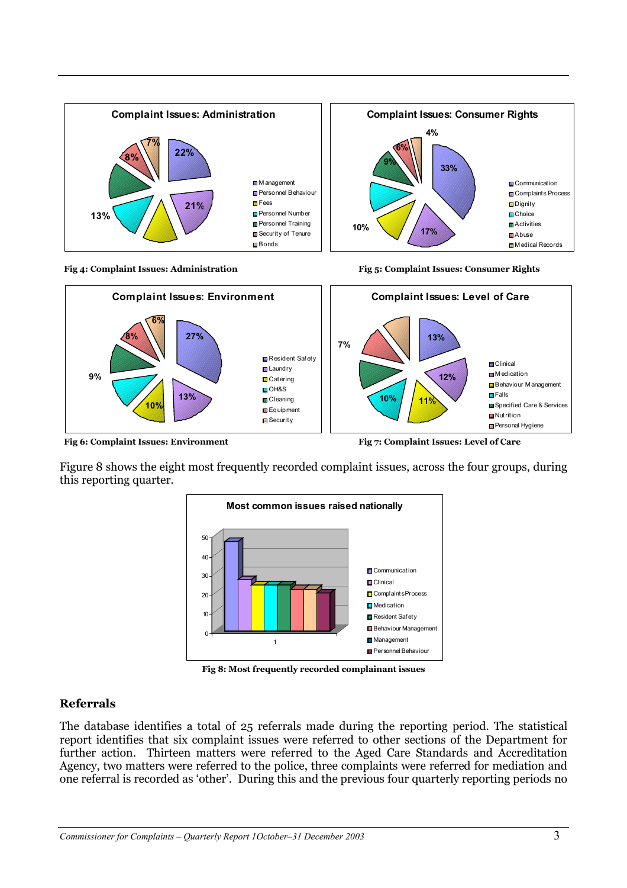Fig 4: Complaint Issues: Administration

Fig 5: Complaint Issues: Consumer Rights

Fig 6: Complaint Issues: Environment

Fig 7: Complaint Issues: Level of Care

Figure 8 shows the eight most frequently recorded complaint issues, across the four groups, during this reporting quarter.

Fig 8: Most frequently recorded complainant issues

## Referrals

The database identifies a total of 25 referrals made during the reporting period. The statistical report identifies that six complaint issues were referred to other sections of the Department for further action. Thirteen matters were referred to the Aged Care Standards and Accreditation Agency, two matters were referred to the police, three complaints were referred for mediation and one referral is recorded as 'other'. During this and the previous four quarterly reporting periods no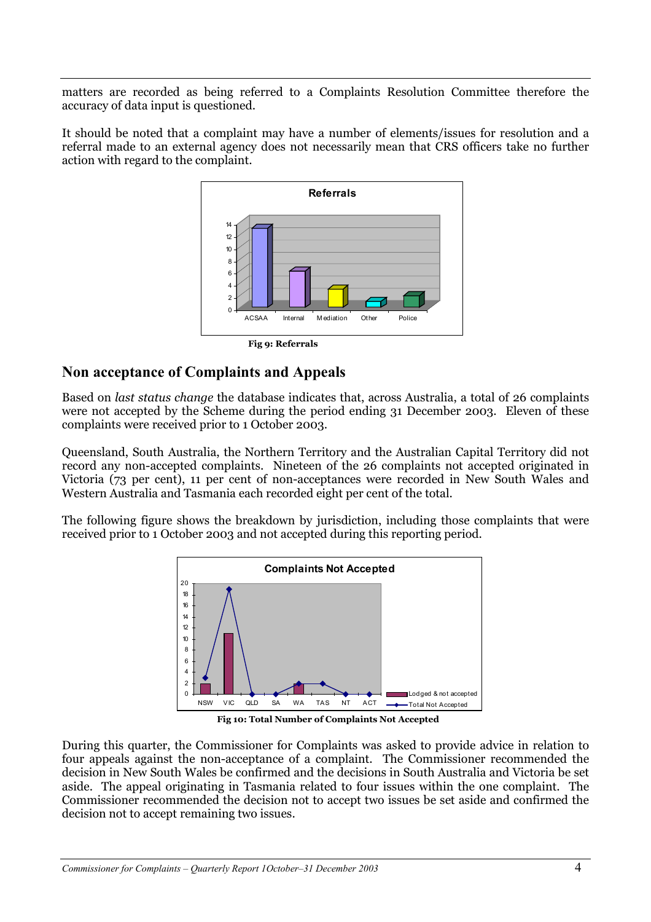matters are recorded as being referred to a Complaints Resolution Committee therefore the accuracy of data input is questioned.

It should be noted that a complaint may have a number of elements/issues for resolution and a referral made to an external agency does not necessarily mean that CRS officers take no further action with regard to the complaint.

**Fig 9: Referrals**

## Non acceptance of Complaints and Appeals

Based on *last status change* the database indicates that, across Australia, a total of 26 complaints were not accepted by the Scheme during the period ending 31 December 2003. Eleven of these complaints were received prior to 1 October 2003.

Queensland, South Australia, the Northern Territory and the Australian Capital Territory did not record any non-accepted complaints. Nineteen of the 26 complaints not accepted originated in Victoria (73 per cent), 11 per cent of non-acceptances were recorded in New South Wales and Western Australia and Tasmania each recorded eight per cent of the total.

The following figure shows the breakdown by jurisdiction, including those complaints that were received prior to 1 October 2003 and not accepted during this reporting period.

**Fig 10: Total Number of Complaints Not Accepted**

During this quarter, the Commissioner for Complaints was asked to provide advice in relation to four appeals against the non-acceptance of a complaint. The Commissioner recommended the decision in New South Wales be confirmed and the decisions in South Australia and Victoria be set aside. The appeal originating in Tasmania related to four issues within the one complaint. The Commissioner recommended the decision not to accept two issues be set aside and confirmed the decision not to accept remaining two issues.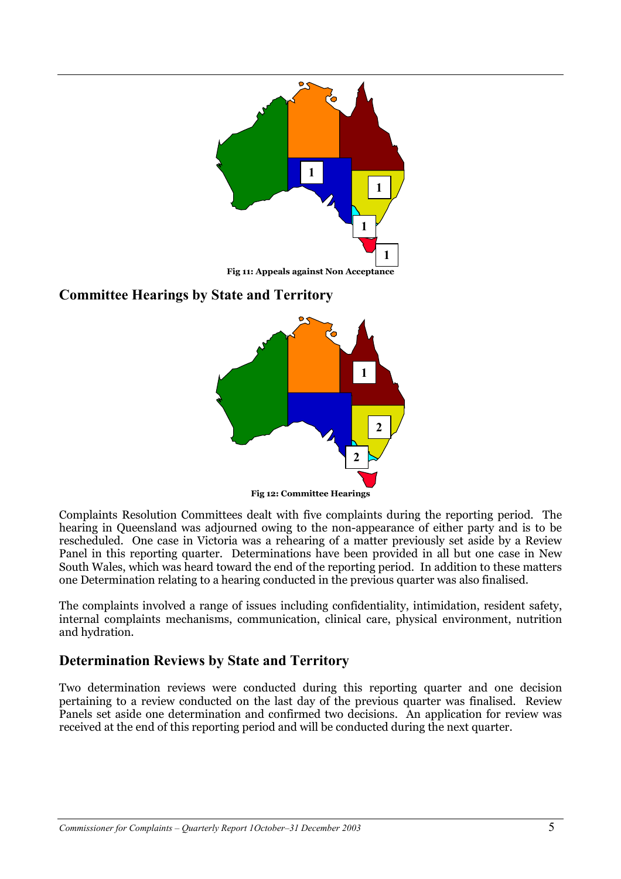Fig 11: Appeals against Non Acceptance

## Committee Hearings by State and Territory

Fig 12: Committee Hearings

Complaints Resolution Committees dealt with five complaints during the reporting period. The hearing in Queensland was adjourned owing to the non-appearance of either party and is to be rescheduled. One case in Victoria was a rehearing of a matter previously set aside by a Review Panel in this reporting quarter. Determinations have been provided in all but one case in New South Wales, which was heard toward the end of the reporting period. In addition to these matters one Determination relating to a hearing conducted in the previous quarter was also finalised.

The complaints involved a range of issues including confidentiality, intimidation, resident safety, internal complaints mechanisms, communication, clinical care, physical environment, nutrition and hydration.

## Determination Reviews by State and Territory

Two determination reviews were conducted during this reporting quarter and one decision pertaining to a review conducted on the last day of the previous quarter was finalised. Review Panels set aside one determination and confirmed two decisions. An application for review was received at the end of this reporting period and will be conducted during the next quarter.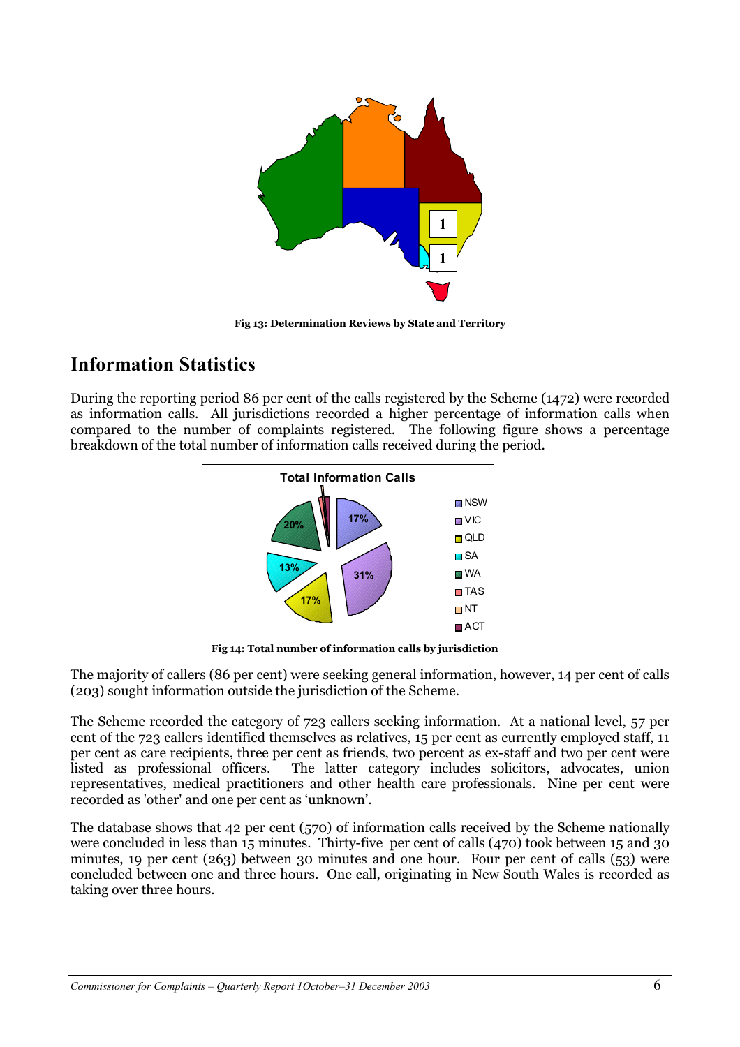Fig 13: Determination Reviews by State and Territory

## Information Statistics

During the reporting period 86 per cent of the calls registered by the Scheme (1472) were recorded as information calls. All jurisdictions recorded a higher percentage of information calls when compared to the number of complaints registered. The following figure shows a percentage breakdown of the total number of information calls received during the period.

Fig 14: Total number of information calls by jurisdiction

The majority of callers (86 per cent) were seeking general information, however, 14 per cent of calls (203) sought information outside the jurisdiction of the Scheme.

The Scheme recorded the category of 723 callers seeking information. At a national level, 57 per cent of the 723 callers identified themselves as relatives, 15 per cent as currently employed staff, 11 per cent as care recipients, three per cent as friends, two percent as ex-staff and two per cent were listed as professional officers. The latter category includes solicitors, advocates, union representatives, medical practitioners and other health care professionals. Nine per cent were recorded as 'other' and one per cent as 'unknown'.

The database shows that 42 per cent (570) of information calls received by the Scheme nationally were concluded in less than 15 minutes. Thirty-five per cent of calls (470) took between 15 and 30 minutes, 19 per cent (263) between 30 minutes and one hour. Four per cent of calls (53) were concluded between one and three hours. One call, originating in New South Wales is recorded as taking over three hours.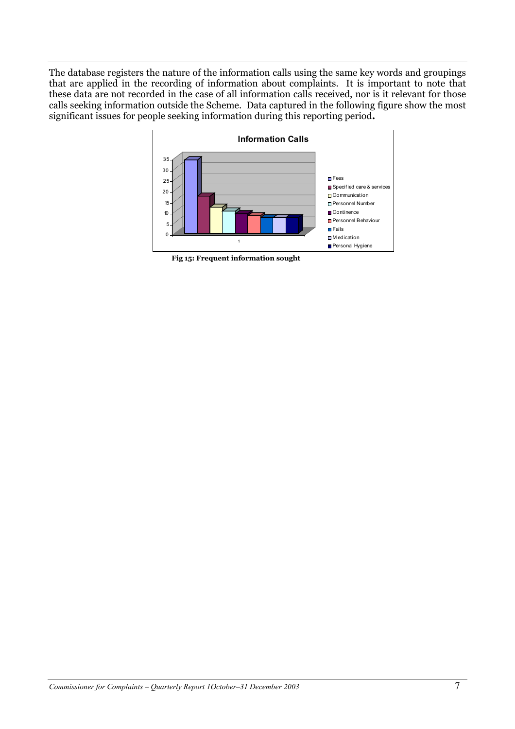The database registers the nature of the information calls using the same key words and groupings that are applied in the recording of information about complaints. It is important to note that these data are not recorded in the case of all information calls received, nor is it relevant for those calls seeking information outside the Scheme. Data captured in the following figure show the most significant issues for people seeking information during this reporting period**.**

Information Calls

35
30
25
20
15
10
5
0

1

Fees
Specified care & services
Communication
Personnel Number
Continence
Personnel Behaviour
Falls
Medication
Personal Hygiene

**Fig 15: Frequent information sought**